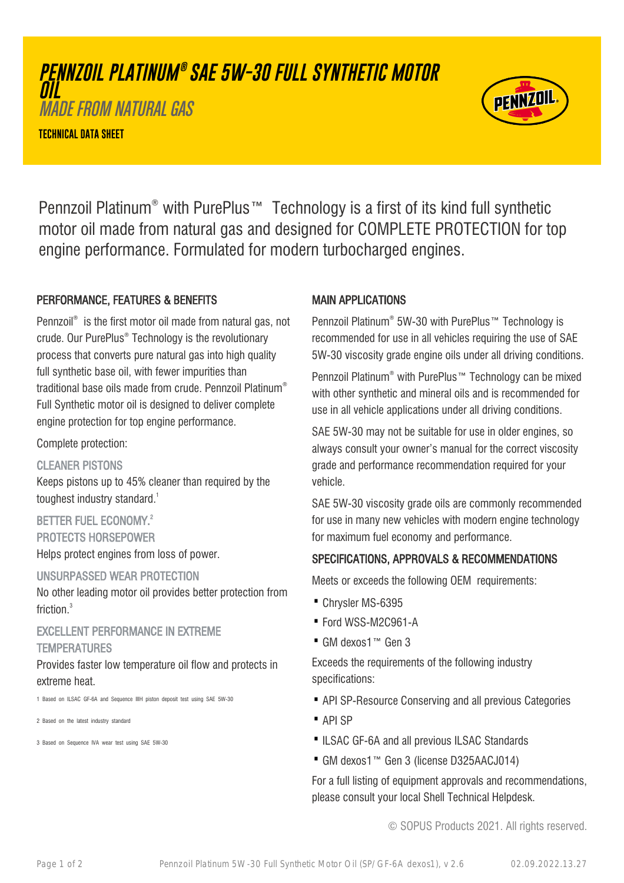# PENNZOIL PLATINUM® SAE 5W-30 FULL SYNTHETIC MOTOR OIL

## *MADE FROM NATURAL GAS*

**TECHNICAL DATA SHEET**

Pennzoil Platinum® with PurePlus™ Technology is a first of its kind full synthetic motor oil made from natural gas and designed for COMPLETE PROTECTION for top engine performance. Formulated for modern turbocharged engines.

### PERFORMANCE, FEATURES & BENEFITS

Pennzoil® is the first motor oil made from natural gas, not crude. Our PurePlus® Technology is the revolutionary process that converts pure natural gas into high quality full synthetic base oil, with fewer impurities than traditional base oils made from crude. Pennzoil Platinum® Full Synthetic motor oil is designed to deliver complete engine protection for top engine performance.

Complete protection:

CLEANER PISTONS

Keeps pistons up to 45% cleaner than required by the toughest industry standard.[1]

BETTER FUEL ECONOMY.[2]

PROTECTS HORSEPOWER

Helps protect engines from loss of power.

UNSURPASSED WEAR PROTECTION

No other leading motor oil provides better protection from friction.[3]

EXCELLENT PERFORMANCE IN EXTREME TEMPERATURES

Provides faster low temperature oil flow and protects in extreme heat.

1 Based on ILSAC GF-6A and Sequence IIIH piston deposit test using SAE 5W-30

2 Based on the latest industry standard

3 Based on Sequence IVA wear test using SAE 5W-30

### MAIN APPLICATIONS

Pennzoil Platinum® 5W-30 with PurePlus™ Technology is recommended for use in all vehicles requiring the use of SAE 5W-30 viscosity grade engine oils under all driving conditions.

Pennzoil Platinum® with PurePlus™ Technology can be mixed with other synthetic and mineral oils and is recommended for use in all vehicle applications under all driving conditions.

SAE 5W-30 may not be suitable for use in older engines, so always consult your owner's manual for the correct viscosity grade and performance recommendation required for your vehicle.

SAE 5W-30 viscosity grade oils are commonly recommended for use in many new vehicles with modern engine technology for maximum fuel economy and performance.

### SPECIFICATIONS, APPROVALS & RECOMMENDATIONS

Meets or exceeds the following OEM requirements:

- Chrysler MS-6395
- Ford WSS-M2C961-A
- GM dexos1™ Gen 3

Exceeds the requirements of the following industry specifications:

- API SP-Resource Conserving and all previous Categories
- API SP
- ILSAC GF-6A and all previous ILSAC Standards
- GM dexos1™ Gen 3 (license D325AACJ014)

For a full listing of equipment approvals and recommendations, please consult your local Shell Technical Helpdesk.

© SOPUS Products 2021. All rights reserved.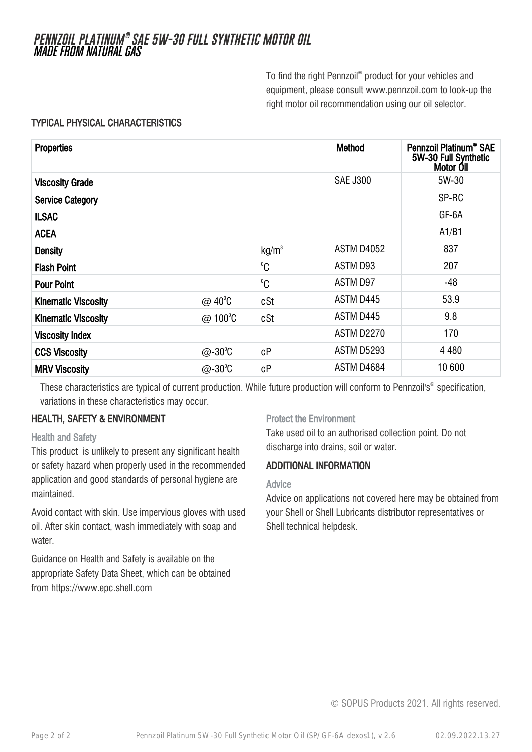# PENNZOIL PLATINUM® SAE 5W-30 FULL SYNTHETIC MOTOR OIL
## MADE FROM NATURAL GAS

To find the right Pennzoil® product for your vehicles and equipment, please consult www.pennzoil.com to look-up the right motor oil recommendation using our oil selector.

### TYPICAL PHYSICAL CHARACTERISTICS

| Properties | | | Method | Pennzoil Platinum® SAE 5W-30 Full Synthetic Motor Oil |
|---|---|---|---|---|
| Viscosity Grade | | | SAE J300 | 5W-30 |
| Service Category | | | | SP-RC |
| ILSAC | | | | GF-6A |
| ACEA | | | | A1/B1 |
| Density | | $kg/m^3$ | ASTM D4052 | 837 |
| Flash Point | | $^0C$ | ASTM D93 | 207 |
| Pour Point | | $^0C$ | ASTM D97 | -48 |
| Kinematic Viscosity | @ $40^0C$ | cSt | ASTM D445 | 53.9 |
| Kinematic Viscosity | @ $100^0C$ | cSt | ASTM D445 | 9.8 |
| Viscosity Index | | | ASTM D2270 | 170 |
| CCS Viscosity | @-$30^0C$ | cP | ASTM D5293 | 4 480 |
| MRV Viscosity | @-$30^0C$ | cP | ASTM D4684 | 10 600 |

These characteristics are typical of current production. While future production will conform to Pennzoil's® specification, variations in these characteristics may occur.

### HEALTH, SAFETY & ENVIRONMENT

#### Health and Safety

This product is unlikely to present any significant health or safety hazard when properly used in the recommended application and good standards of personal hygiene are maintained.

Avoid contact with skin. Use impervious gloves with used oil. After skin contact, wash immediately with soap and water.

Guidance on Health and Safety is available on the appropriate Safety Data Sheet, which can be obtained from https://www.epc.shell.com

#### Protect the Environment

Take used oil to an authorised collection point. Do not discharge into drains, soil or water.

### ADDITIONAL INFORMATION

#### Advice

Advice on applications not covered here may be obtained from your Shell or Shell Lubricants distributor representatives or Shell technical helpdesk.

© SOPUS Products 2021. All rights reserved.